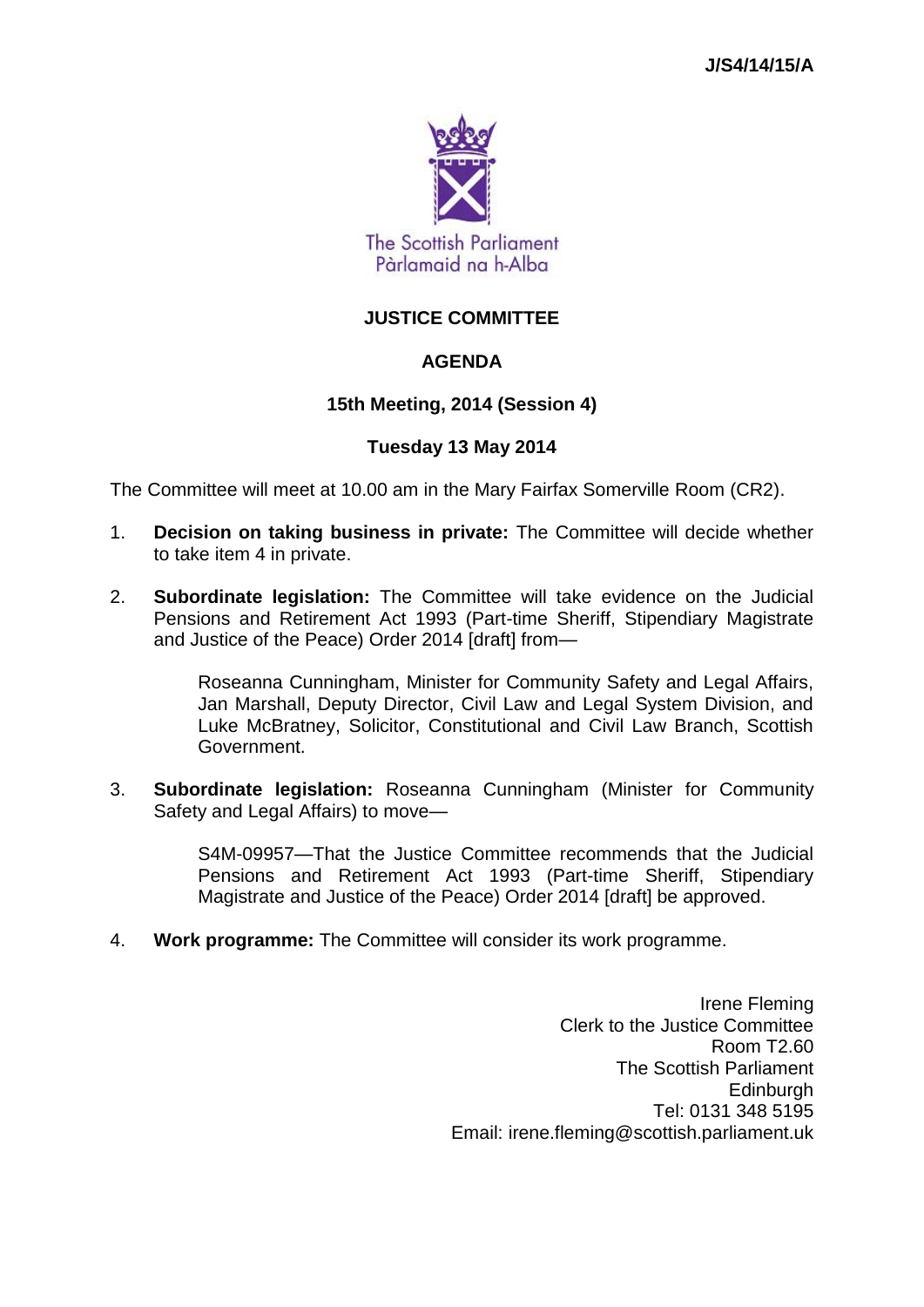J/S4/14/15/A

The Scottish Parliament
Pàrlamaid na h-Alba

# JUSTICE COMMITTEE

## AGENDA

### 15th Meeting, 2014 (Session 4)

### Tuesday 13 May 2014

The Committee will meet at 10.00 am in the Mary Fairfax Somerville Room (CR2).

1. **Decision on taking business in private:** The Committee will decide whether to take item 4 in private.

2. **Subordinate legislation:** The Committee will take evidence on the Judicial Pensions and Retirement Act 1993 (Part-time Sheriff, Stipendiary Magistrate and Justice of the Peace) Order 2014 [draft] from—

   Roseanna Cunningham, Minister for Community Safety and Legal Affairs, Jan Marshall, Deputy Director, Civil Law and Legal System Division, and Luke McBratney, Solicitor, Constitutional and Civil Law Branch, Scottish Government.

3. **Subordinate legislation:** Roseanna Cunningham (Minister for Community Safety and Legal Affairs) to move—

   S4M-09957—That the Justice Committee recommends that the Judicial Pensions and Retirement Act 1993 (Part-time Sheriff, Stipendiary Magistrate and Justice of the Peace) Order 2014 [draft] be approved.

4. **Work programme:** The Committee will consider its work programme.

Irene Fleming
Clerk to the Justice Committee
Room T2.60
The Scottish Parliament
Edinburgh
Tel: 0131 348 5195
Email: irene.fleming@scottish.parliament.uk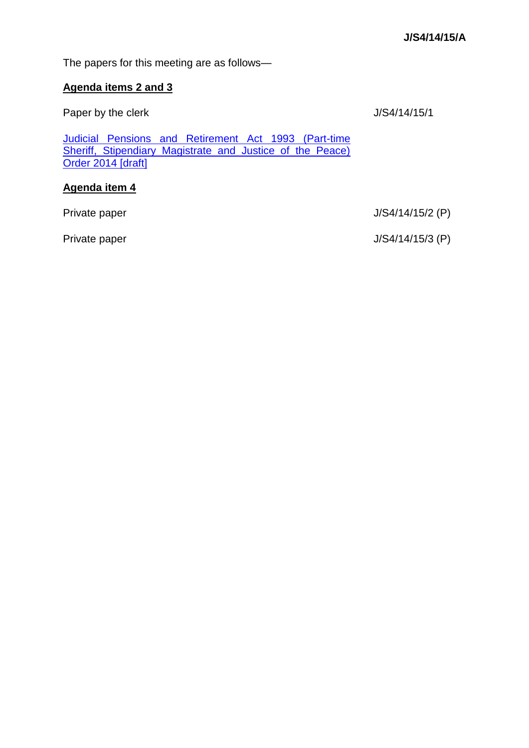**J/S4/14/15/A**

The papers for this meeting are as follows—

**Agenda items 2 and 3**

| | |
|---|---|
| Paper by the clerk | J/S4/14/15/1 |
| Judicial Pensions and Retirement Act 1993 (Part-time Sheriff, Stipendiary Magistrate and Justice of the Peace) Order 2014 [draft] | |

**Agenda item 4**

| | |
|---|---|
| Private paper | J/S4/14/15/2 (P) |
| Private paper | J/S4/14/15/3 (P) |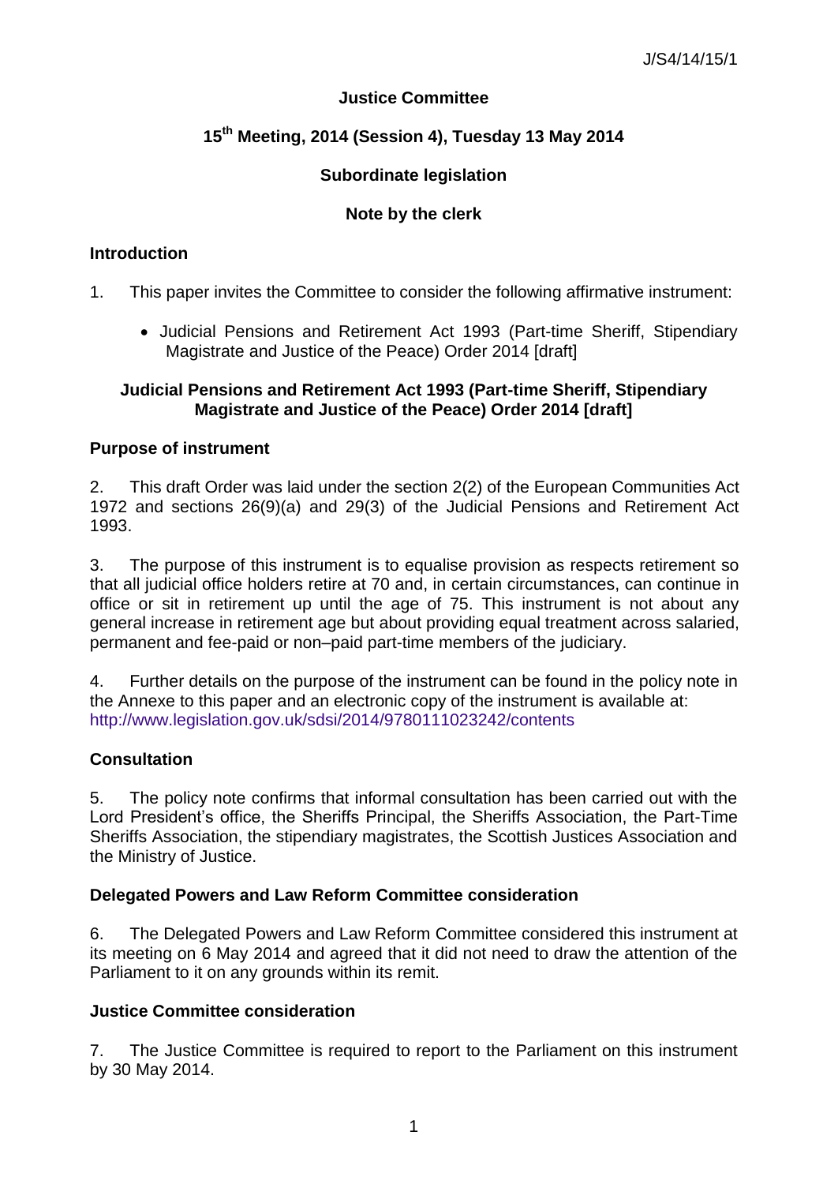# Justice Committee

## 15th Meeting, 2014 (Session 4), Tuesday 13 May 2014

## Subordinate legislation

## Note by the clerk

### Introduction

1. This paper invites the Committee to consider the following affirmative instrument:

   - Judicial Pensions and Retirement Act 1993 (Part-time Sheriff, Stipendiary Magistrate and Justice of the Peace) Order 2014 [draft]

### Judicial Pensions and Retirement Act 1993 (Part-time Sheriff, Stipendiary Magistrate and Justice of the Peace) Order 2014 [draft]

### Purpose of instrument

2. This draft Order was laid under the section 2(2) of the European Communities Act 1972 and sections 26(9)(a) and 29(3) of the Judicial Pensions and Retirement Act 1993.

3. The purpose of this instrument is to equalise provision as respects retirement so that all judicial office holders retire at 70 and, in certain circumstances, can continue in office or sit in retirement up until the age of 75. This instrument is not about any general increase in retirement age but about providing equal treatment across salaried, permanent and fee-paid or non–paid part-time members of the judiciary.

4. Further details on the purpose of the instrument can be found in the policy note in the Annexe to this paper and an electronic copy of the instrument is available at: http://www.legislation.gov.uk/sdsi/2014/9780111023242/contents

### Consultation

5. The policy note confirms that informal consultation has been carried out with the Lord President's office, the Sheriffs Principal, the Sheriffs Association, the Part-Time Sheriffs Association, the stipendiary magistrates, the Scottish Justices Association and the Ministry of Justice.

### Delegated Powers and Law Reform Committee consideration

6. The Delegated Powers and Law Reform Committee considered this instrument at its meeting on 6 May 2014 and agreed that it did not need to draw the attention of the Parliament to it on any grounds within its remit.

### Justice Committee consideration

7. The Justice Committee is required to report to the Parliament on this instrument by 30 May 2014.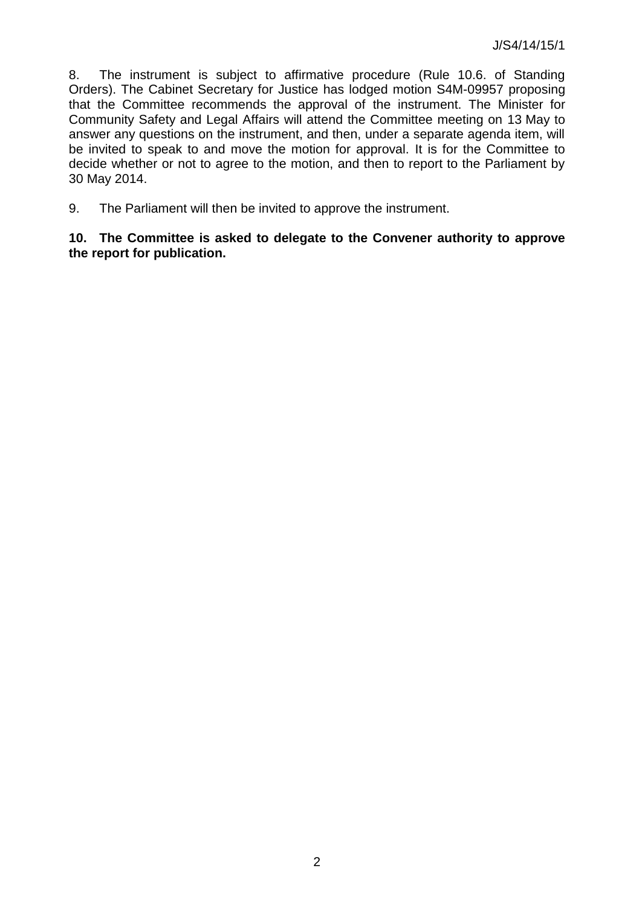8. The instrument is subject to affirmative procedure (Rule 10.6. of Standing Orders). The Cabinet Secretary for Justice has lodged motion S4M-09957 proposing that the Committee recommends the approval of the instrument. The Minister for Community Safety and Legal Affairs will attend the Committee meeting on 13 May to answer any questions on the instrument, and then, under a separate agenda item, will be invited to speak to and move the motion for approval. It is for the Committee to decide whether or not to agree to the motion, and then to report to the Parliament by 30 May 2014.

9. The Parliament will then be invited to approve the instrument.

**10. The Committee is asked to delegate to the Convener authority to approve the report for publication.**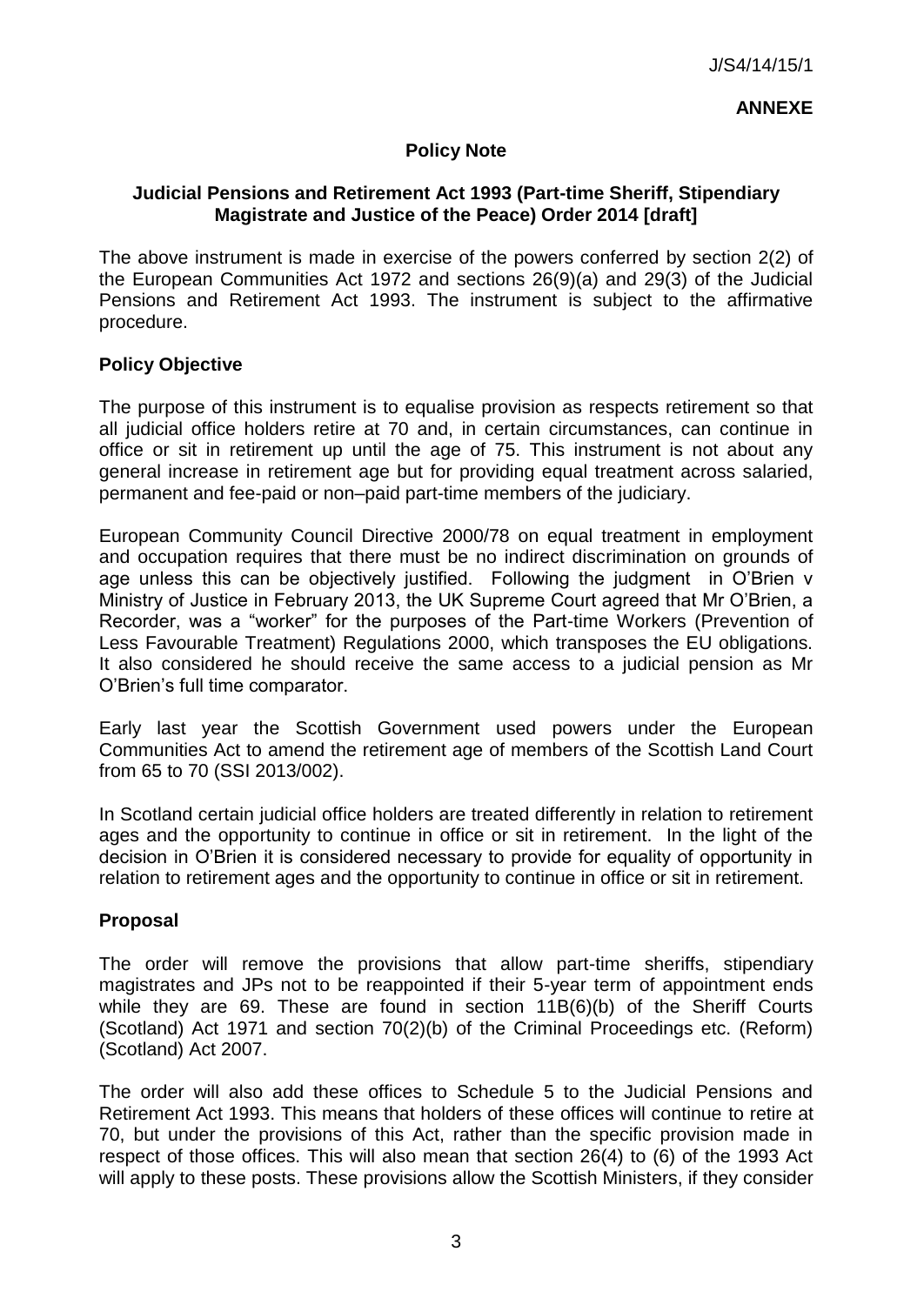J/S4/14/15/1

**ANNEXE**

## Policy Note

### Judicial Pensions and Retirement Act 1993 (Part-time Sheriff, Stipendiary Magistrate and Justice of the Peace) Order 2014 [draft]

The above instrument is made in exercise of the powers conferred by section 2(2) of the European Communities Act 1972 and sections 26(9)(a) and 29(3) of the Judicial Pensions and Retirement Act 1993. The instrument is subject to the affirmative procedure.

### Policy Objective

The purpose of this instrument is to equalise provision as respects retirement so that all judicial office holders retire at 70 and, in certain circumstances, can continue in office or sit in retirement up until the age of 75. This instrument is not about any general increase in retirement age but for providing equal treatment across salaried, permanent and fee-paid or non–paid part-time members of the judiciary.

European Community Council Directive 2000/78 on equal treatment in employment and occupation requires that there must be no indirect discrimination on grounds of age unless this can be objectively justified. Following the judgment in O'Brien v Ministry of Justice in February 2013, the UK Supreme Court agreed that Mr O'Brien, a Recorder, was a "worker" for the purposes of the Part-time Workers (Prevention of Less Favourable Treatment) Regulations 2000, which transposes the EU obligations. It also considered he should receive the same access to a judicial pension as Mr O'Brien's full time comparator.

Early last year the Scottish Government used powers under the European Communities Act to amend the retirement age of members of the Scottish Land Court from 65 to 70 (SSI 2013/002).

In Scotland certain judicial office holders are treated differently in relation to retirement ages and the opportunity to continue in office or sit in retirement. In the light of the decision in O'Brien it is considered necessary to provide for equality of opportunity in relation to retirement ages and the opportunity to continue in office or sit in retirement.

### Proposal

The order will remove the provisions that allow part-time sheriffs, stipendiary magistrates and JPs not to be reappointed if their 5-year term of appointment ends while they are 69. These are found in section 11B(6)(b) of the Sheriff Courts (Scotland) Act 1971 and section 70(2)(b) of the Criminal Proceedings etc. (Reform) (Scotland) Act 2007.

The order will also add these offices to Schedule 5 to the Judicial Pensions and Retirement Act 1993. This means that holders of these offices will continue to retire at 70, but under the provisions of this Act, rather than the specific provision made in respect of those offices. This will also mean that section 26(4) to (6) of the 1993 Act will apply to these posts. These provisions allow the Scottish Ministers, if they consider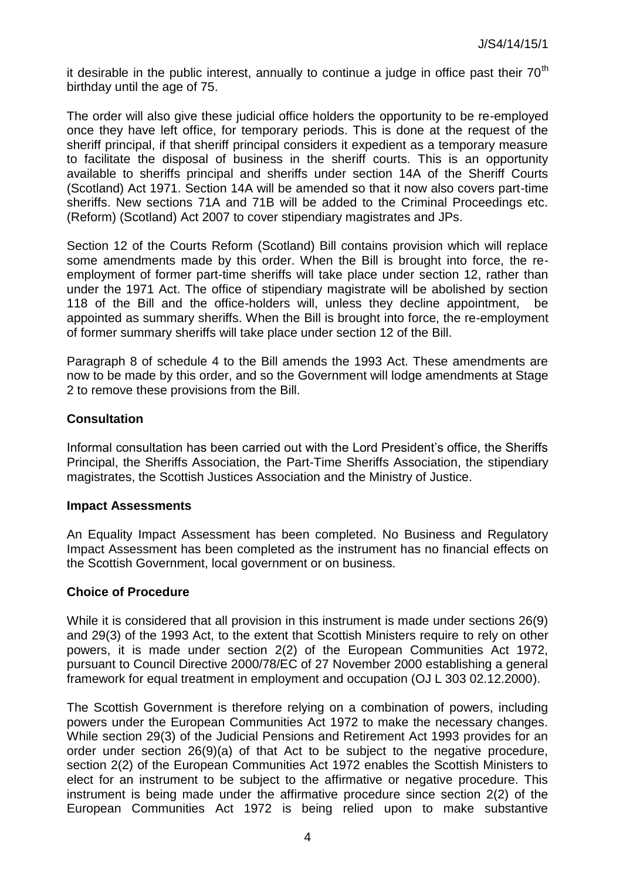it desirable in the public interest, annually to continue a judge in office past their 70th birthday until the age of 75.

The order will also give these judicial office holders the opportunity to be re-employed once they have left office, for temporary periods. This is done at the request of the sheriff principal, if that sheriff principal considers it expedient as a temporary measure to facilitate the disposal of business in the sheriff courts. This is an opportunity available to sheriffs principal and sheriffs under section 14A of the Sheriff Courts (Scotland) Act 1971. Section 14A will be amended so that it now also covers part-time sheriffs. New sections 71A and 71B will be added to the Criminal Proceedings etc. (Reform) (Scotland) Act 2007 to cover stipendiary magistrates and JPs.

Section 12 of the Courts Reform (Scotland) Bill contains provision which will replace some amendments made by this order. When the Bill is brought into force, the re-employment of former part-time sheriffs will take place under section 12, rather than under the 1971 Act. The office of stipendiary magistrate will be abolished by section 118 of the Bill and the office-holders will, unless they decline appointment, be appointed as summary sheriffs. When the Bill is brought into force, the re-employment of former summary sheriffs will take place under section 12 of the Bill.

Paragraph 8 of schedule 4 to the Bill amends the 1993 Act. These amendments are now to be made by this order, and so the Government will lodge amendments at Stage 2 to remove these provisions from the Bill.

## Consultation

Informal consultation has been carried out with the Lord President's office, the Sheriffs Principal, the Sheriffs Association, the Part-Time Sheriffs Association, the stipendiary magistrates, the Scottish Justices Association and the Ministry of Justice.

## Impact Assessments

An Equality Impact Assessment has been completed. No Business and Regulatory Impact Assessment has been completed as the instrument has no financial effects on the Scottish Government, local government or on business.

## Choice of Procedure

While it is considered that all provision in this instrument is made under sections 26(9) and 29(3) of the 1993 Act, to the extent that Scottish Ministers require to rely on other powers, it is made under section 2(2) of the European Communities Act 1972, pursuant to Council Directive 2000/78/EC of 27 November 2000 establishing a general framework for equal treatment in employment and occupation (OJ L 303 02.12.2000).

The Scottish Government is therefore relying on a combination of powers, including powers under the European Communities Act 1972 to make the necessary changes. While section 29(3) of the Judicial Pensions and Retirement Act 1993 provides for an order under section 26(9)(a) of that Act to be subject to the negative procedure, section 2(2) of the European Communities Act 1972 enables the Scottish Ministers to elect for an instrument to be subject to the affirmative or negative procedure. This instrument is being made under the affirmative procedure since section 2(2) of the European Communities Act 1972 is being relied upon to make substantive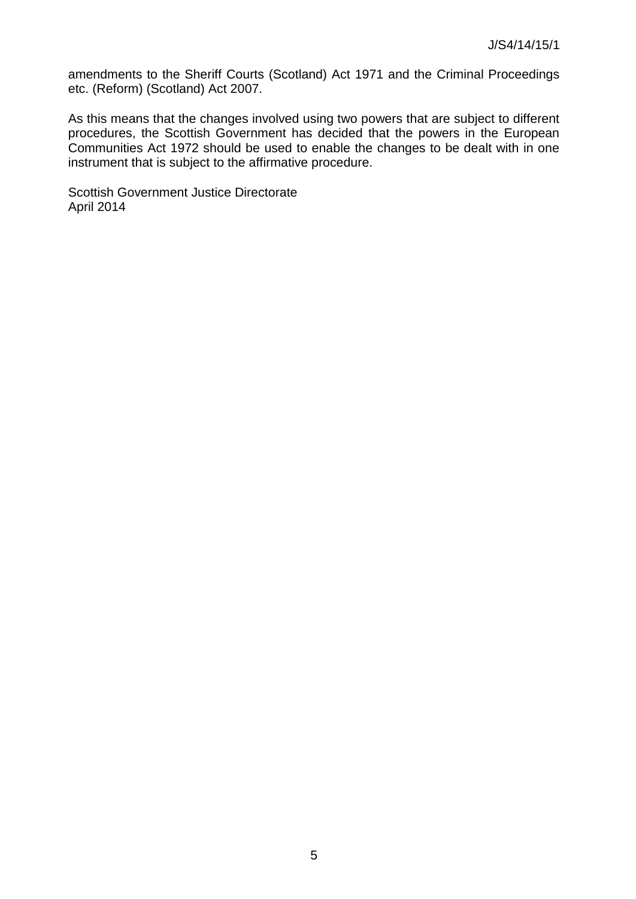amendments to the Sheriff Courts (Scotland) Act 1971 and the Criminal Proceedings etc. (Reform) (Scotland) Act 2007.

As this means that the changes involved using two powers that are subject to different procedures, the Scottish Government has decided that the powers in the European Communities Act 1972 should be used to enable the changes to be dealt with in one instrument that is subject to the affirmative procedure.

Scottish Government Justice Directorate
April 2014